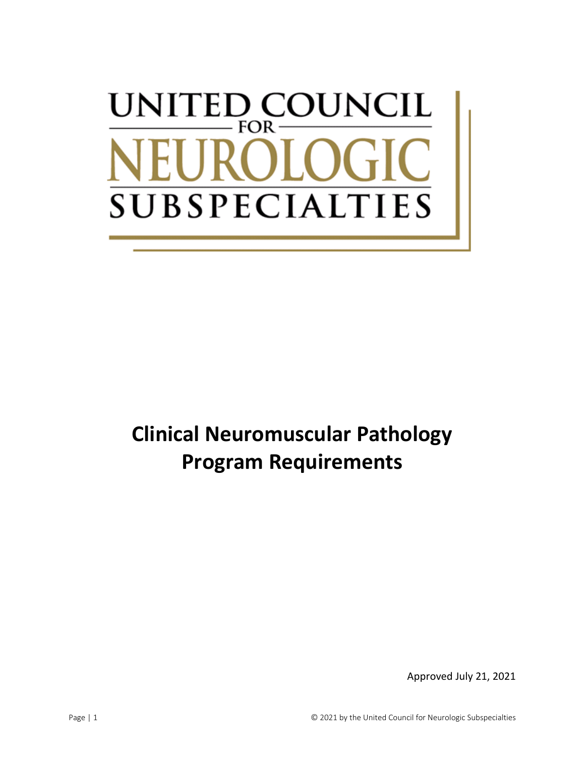UNITED COUNCIL FOR NEUROLOGIC SUBSPECIALTIES

# Clinical Neuromuscular Pathology Program Requirements

Approved July 21, 2021

© 2021 by the United Council for Neurologic Subspecialties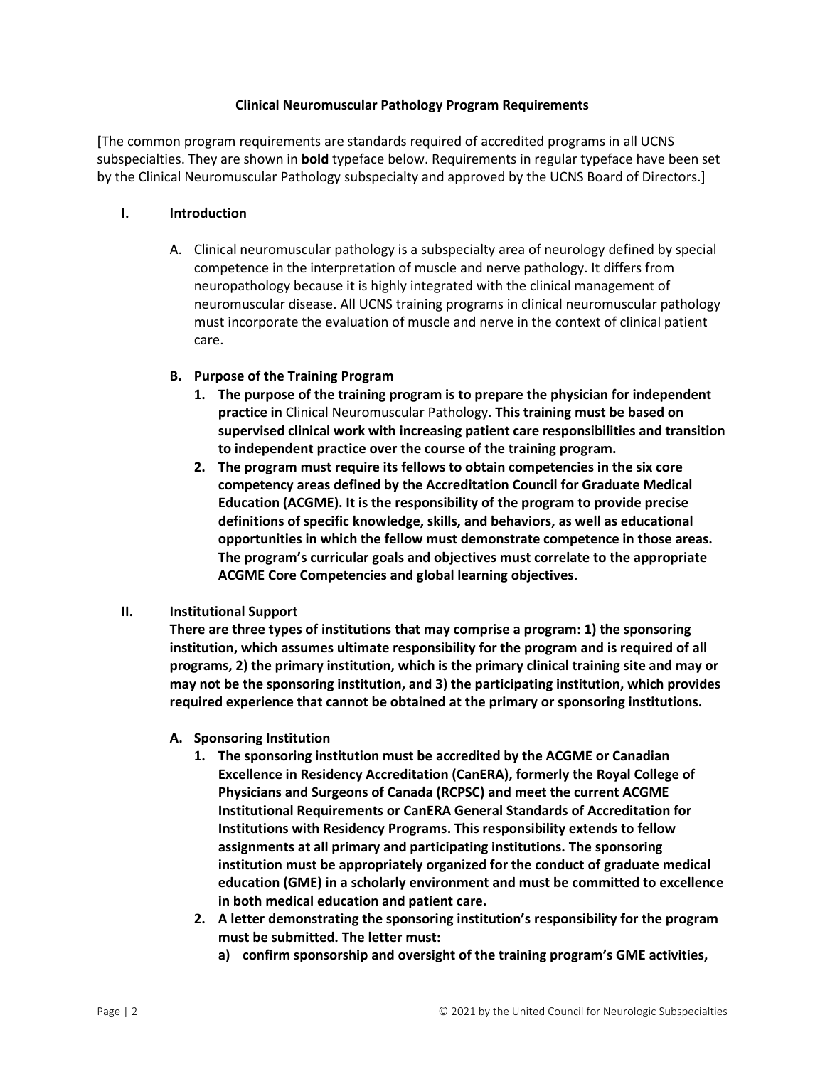**Clinical Neuromuscular Pathology Program Requirements**

[The common program requirements are standards required of accredited programs in all UCNS subspecialties. They are shown in **bold** typeface below. Requirements in regular typeface have been set by the Clinical Neuromuscular Pathology subspecialty and approved by the UCNS Board of Directors.]

## I. Introduction

A. Clinical neuromuscular pathology is a subspecialty area of neurology defined by special competence in the interpretation of muscle and nerve pathology. It differs from neuropathology because it is highly integrated with the clinical management of neuromuscular disease. All UCNS training programs in clinical neuromuscular pathology must incorporate the evaluation of muscle and nerve in the context of clinical patient care.

**B. Purpose of the Training Program**

1. **The purpose of the training program is to prepare the physician for independent practice in** Clinical Neuromuscular Pathology. **This training must be based on supervised clinical work with increasing patient care responsibilities and transition to independent practice over the course of the training program.**
2. **The program must require its fellows to obtain competencies in the six core competency areas defined by the Accreditation Council for Graduate Medical Education (ACGME). It is the responsibility of the program to provide precise definitions of specific knowledge, skills, and behaviors, as well as educational opportunities in which the fellow must demonstrate competence in those areas. The program's curricular goals and objectives must correlate to the appropriate ACGME Core Competencies and global learning objectives.**

## II. Institutional Support

**There are three types of institutions that may comprise a program: 1) the sponsoring institution, which assumes ultimate responsibility for the program and is required of all programs, 2) the primary institution, which is the primary clinical training site and may or may not be the sponsoring institution, and 3) the participating institution, which provides required experience that cannot be obtained at the primary or sponsoring institutions.**

**A. Sponsoring Institution**

1. **The sponsoring institution must be accredited by the ACGME or Canadian Excellence in Residency Accreditation (CanERA), formerly the Royal College of Physicians and Surgeons of Canada (RCPSC) and meet the current ACGME Institutional Requirements or CanERA General Standards of Accreditation for Institutions with Residency Programs. This responsibility extends to fellow assignments at all primary and participating institutions. The sponsoring institution must be appropriately organized for the conduct of graduate medical education (GME) in a scholarly environment and must be committed to excellence in both medical education and patient care.**
2. **A letter demonstrating the sponsoring institution's responsibility for the program must be submitted. The letter must:**
   a) **confirm sponsorship and oversight of the training program's GME activities,**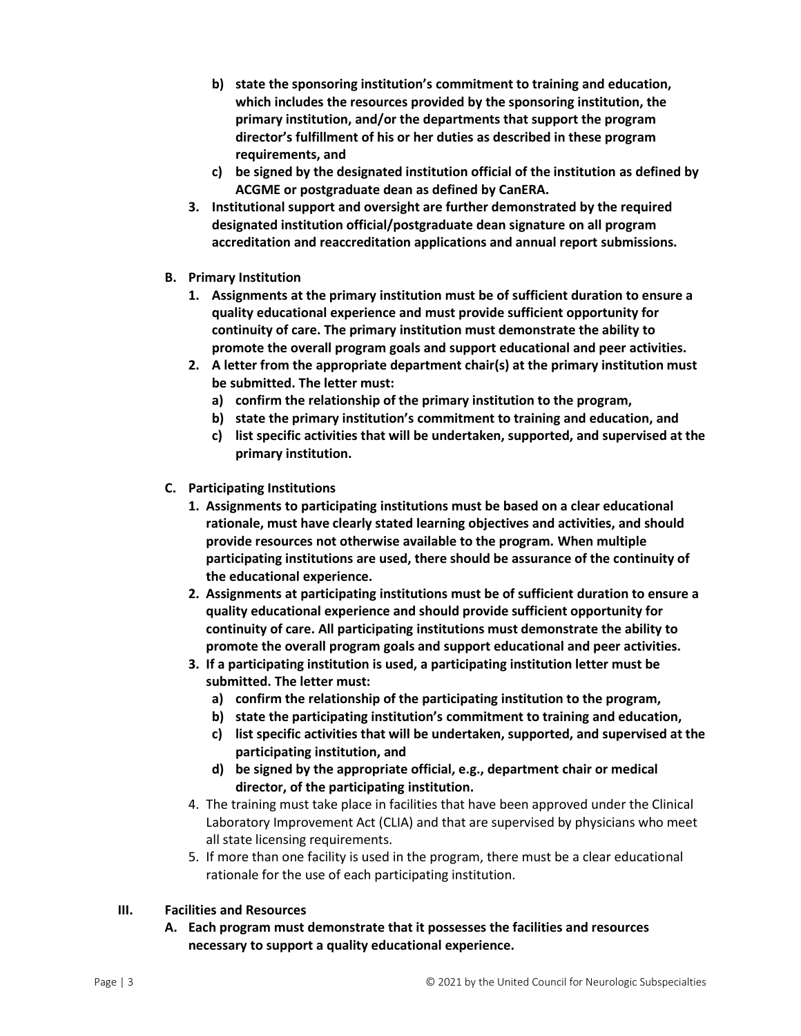**b) state the sponsoring institution's commitment to training and education, which includes the resources provided by the sponsoring institution, the primary institution, and/or the departments that support the program director's fulfillment of his or her duties as described in these program requirements, and**

**c) be signed by the designated institution official of the institution as defined by ACGME or postgraduate dean as defined by CanERA.**

**3. Institutional support and oversight are further demonstrated by the required designated institution official/postgraduate dean signature on all program accreditation and reaccreditation applications and annual report submissions.**

**B. Primary Institution**

**1. Assignments at the primary institution must be of sufficient duration to ensure a quality educational experience and must provide sufficient opportunity for continuity of care. The primary institution must demonstrate the ability to promote the overall program goals and support educational and peer activities.**

**2. A letter from the appropriate department chair(s) at the primary institution must be submitted. The letter must:**

**a) confirm the relationship of the primary institution to the program,**

**b) state the primary institution's commitment to training and education, and**

**c) list specific activities that will be undertaken, supported, and supervised at the primary institution.**

**C. Participating Institutions**

**1. Assignments to participating institutions must be based on a clear educational rationale, must have clearly stated learning objectives and activities, and should provide resources not otherwise available to the program. When multiple participating institutions are used, there should be assurance of the continuity of the educational experience.**

**2. Assignments at participating institutions must be of sufficient duration to ensure a quality educational experience and should provide sufficient opportunity for continuity of care. All participating institutions must demonstrate the ability to promote the overall program goals and support educational and peer activities.**

**3. If a participating institution is used, a participating institution letter must be submitted. The letter must:**

**a) confirm the relationship of the participating institution to the program,**

**b) state the participating institution's commitment to training and education,**

**c) list specific activities that will be undertaken, supported, and supervised at the participating institution, and**

**d) be signed by the appropriate official, e.g., department chair or medical director, of the participating institution.**

4. The training must take place in facilities that have been approved under the Clinical Laboratory Improvement Act (CLIA) and that are supervised by physicians who meet all state licensing requirements.

5. If more than one facility is used in the program, there must be a clear educational rationale for the use of each participating institution.

## III. Facilities and Resources

**A. Each program must demonstrate that it possesses the facilities and resources necessary to support a quality educational experience.**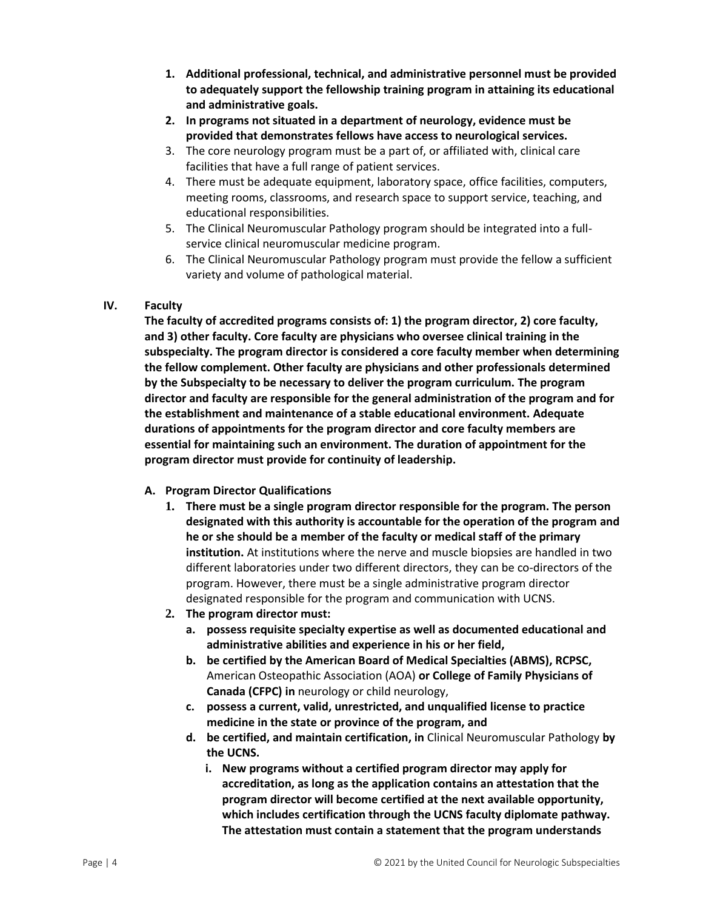1. **Additional professional, technical, and administrative personnel must be provided to adequately support the fellowship training program in attaining its educational and administrative goals.**
2. **In programs not situated in a department of neurology, evidence must be provided that demonstrates fellows have access to neurological services.**
3. The core neurology program must be a part of, or affiliated with, clinical care facilities that have a full range of patient services.
4. There must be adequate equipment, laboratory space, office facilities, computers, meeting rooms, classrooms, and research space to support service, teaching, and educational responsibilities.
5. The Clinical Neuromuscular Pathology program should be integrated into a full-service clinical neuromuscular medicine program.
6. The Clinical Neuromuscular Pathology program must provide the fellow a sufficient variety and volume of pathological material.

## IV. Faculty

**The faculty of accredited programs consists of: 1) the program director, 2) core faculty, and 3) other faculty. Core faculty are physicians who oversee clinical training in the subspecialty. The program director is considered a core faculty member when determining the fellow complement. Other faculty are physicians and other professionals determined by the Subspecialty to be necessary to deliver the program curriculum. The program director and faculty are responsible for the general administration of the program and for the establishment and maintenance of a stable educational environment. Adequate durations of appointments for the program director and core faculty members are essential for maintaining such an environment. The duration of appointment for the program director must provide for continuity of leadership.**

### A. Program Director Qualifications

1. **There must be a single program director responsible for the program. The person designated with this authority is accountable for the operation of the program and he or she should be a member of the faculty or medical staff of the primary institution.** At institutions where the nerve and muscle biopsies are handled in two different laboratories under two different directors, they can be co-directors of the program. However, there must be a single administrative program director designated responsible for the program and communication with UCNS.
2. **The program director must:**
   a. **possess requisite specialty expertise as well as documented educational and administrative abilities and experience in his or her field,**
   b. **be certified by the American Board of Medical Specialties (ABMS), RCPSC,** American Osteopathic Association (AOA) **or College of Family Physicians of Canada (CFPC) in** neurology or child neurology,
   c. **possess a current, valid, unrestricted, and unqualified license to practice medicine in the state or province of the program, and**
   d. **be certified, and maintain certification, in** Clinical Neuromuscular Pathology **by the UCNS.**
      i. **New programs without a certified program director may apply for accreditation, as long as the application contains an attestation that the program director will become certified at the next available opportunity, which includes certification through the UCNS faculty diplomate pathway. The attestation must contain a statement that the program understands**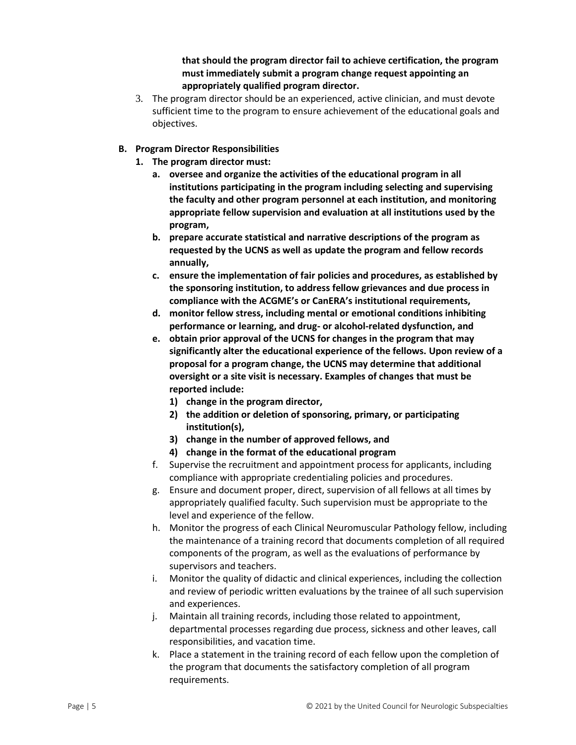**that should the program director fail to achieve certification, the program must immediately submit a program change request appointing an appropriately qualified program director.**

3. The program director should be an experienced, active clinician, and must devote sufficient time to the program to ensure achievement of the educational goals and objectives.

**B. Program Director Responsibilities**

1. **The program director must:**
   a. **oversee and organize the activities of the educational program in all institutions participating in the program including selecting and supervising the faculty and other program personnel at each institution, and monitoring appropriate fellow supervision and evaluation at all institutions used by the program,**
   b. **prepare accurate statistical and narrative descriptions of the program as requested by the UCNS as well as update the program and fellow records annually,**
   c. **ensure the implementation of fair policies and procedures, as established by the sponsoring institution, to address fellow grievances and due process in compliance with the ACGME's or CanERA's institutional requirements,**
   d. **monitor fellow stress, including mental or emotional conditions inhibiting performance or learning, and drug- or alcohol-related dysfunction, and**
   e. **obtain prior approval of the UCNS for changes in the program that may significantly alter the educational experience of the fellows. Upon review of a proposal for a program change, the UCNS may determine that additional oversight or a site visit is necessary. Examples of changes that must be reported include:**
      1) **change in the program director,**
      2) **the addition or deletion of sponsoring, primary, or participating institution(s),**
      3) **change in the number of approved fellows, and**
      4) **change in the format of the educational program**
   f. Supervise the recruitment and appointment process for applicants, including compliance with appropriate credentialing policies and procedures.
   g. Ensure and document proper, direct, supervision of all fellows at all times by appropriately qualified faculty. Such supervision must be appropriate to the level and experience of the fellow.
   h. Monitor the progress of each Clinical Neuromuscular Pathology fellow, including the maintenance of a training record that documents completion of all required components of the program, as well as the evaluations of performance by supervisors and teachers.
   i. Monitor the quality of didactic and clinical experiences, including the collection and review of periodic written evaluations by the trainee of all such supervision and experiences.
   j. Maintain all training records, including those related to appointment, departmental processes regarding due process, sickness and other leaves, call responsibilities, and vacation time.
   k. Place a statement in the training record of each fellow upon the completion of the program that documents the satisfactory completion of all program requirements.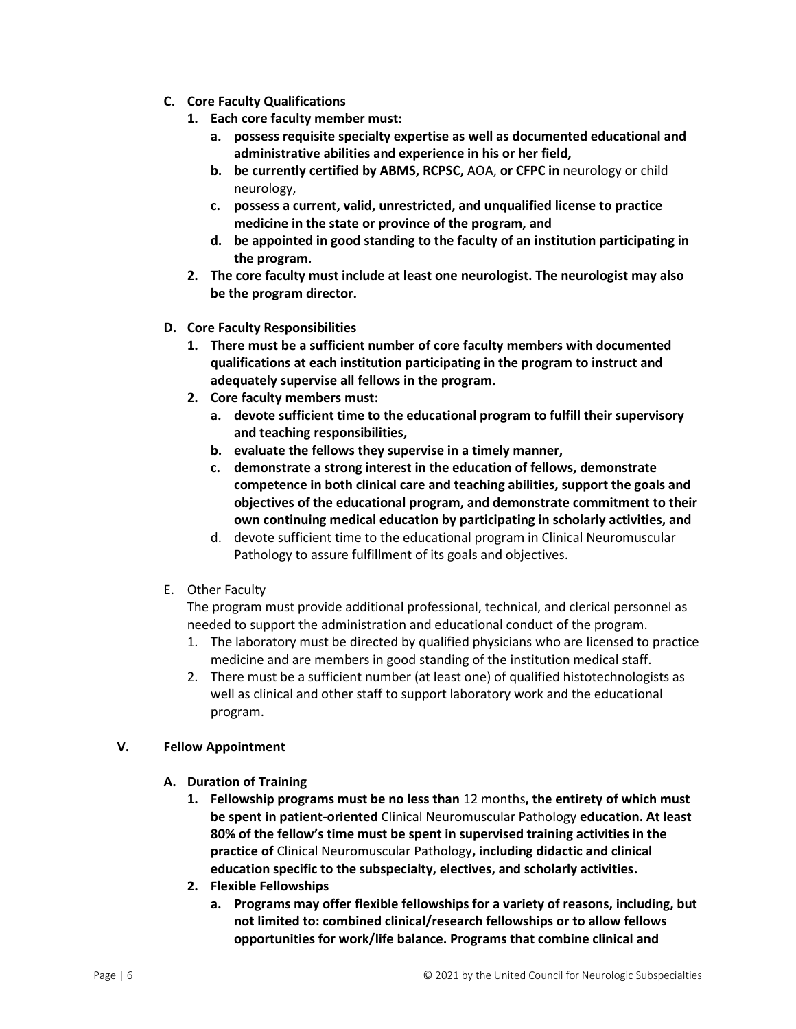- **C. Core Faculty Qualifications**
    - **1. Each core faculty member must:**
        - **a. possess requisite specialty expertise as well as documented educational and administrative abilities and experience in his or her field,**
        - **b. be currently certified by ABMS, RCPSC,** AOA, **or CFPC in** neurology or child neurology,
        - **c. possess a current, valid, unrestricted, and unqualified license to practice medicine in the state or province of the program, and**
        - **d. be appointed in good standing to the faculty of an institution participating in the program.**
    - **2. The core faculty must include at least one neurologist. The neurologist may also be the program director.**

- **D. Core Faculty Responsibilities**
    - **1. There must be a sufficient number of core faculty members with documented qualifications at each institution participating in the program to instruct and adequately supervise all fellows in the program.**
    - **2. Core faculty members must:**
        - **a. devote sufficient time to the educational program to fulfill their supervisory and teaching responsibilities,**
        - **b. evaluate the fellows they supervise in a timely manner,**
        - **c. demonstrate a strong interest in the education of fellows, demonstrate competence in both clinical care and teaching abilities, support the goals and objectives of the educational program, and demonstrate commitment to their own continuing medical education by participating in scholarly activities, and**
        - d. devote sufficient time to the educational program in Clinical Neuromuscular Pathology to assure fulfillment of its goals and objectives.

- E. Other Faculty

  The program must provide additional professional, technical, and clerical personnel as needed to support the administration and educational conduct of the program.
    1. The laboratory must be directed by qualified physicians who are licensed to practice medicine and are members in good standing of the institution medical staff.
    2. There must be a sufficient number (at least one) of qualified histotechnologists as well as clinical and other staff to support laboratory work and the educational program.

## V. Fellow Appointment

- **A. Duration of Training**
    - **1. Fellowship programs must be no less than** 12 months**, the entirety of which must be spent in patient-oriented** Clinical Neuromuscular Pathology **education. At least 80% of the fellow's time must be spent in supervised training activities in the practice of** Clinical Neuromuscular Pathology**, including didactic and clinical education specific to the subspecialty, electives, and scholarly activities.**
    - **2. Flexible Fellowships**
        - **a. Programs may offer flexible fellowships for a variety of reasons, including, but not limited to: combined clinical/research fellowships or to allow fellows opportunities for work/life balance. Programs that combine clinical and**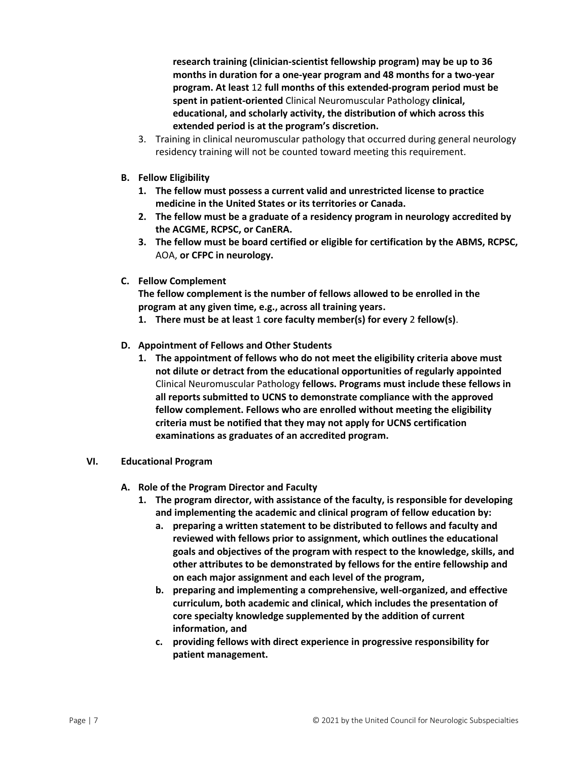**research training (clinician-scientist fellowship program) may be up to 36 months in duration for a one-year program and 48 months for a two-year program. At least** 12 **full months of this extended-program period must be spent in patient-oriented** Clinical Neuromuscular Pathology **clinical, educational, and scholarly activity, the distribution of which across this extended period is at the program's discretion.**

3. Training in clinical neuromuscular pathology that occurred during general neurology residency training will not be counted toward meeting this requirement.

**B. Fellow Eligibility**

1. **The fellow must possess a current valid and unrestricted license to practice medicine in the United States or its territories or Canada.**
2. **The fellow must be a graduate of a residency program in neurology accredited by the ACGME, RCPSC, or CanERA.**
3. **The fellow must be board certified or eligible for certification by the ABMS, RCPSC,** AOA, **or CFPC in neurology.**

**C. Fellow Complement**

**The fellow complement is the number of fellows allowed to be enrolled in the program at any given time, e.g., across all training years.**

1. **There must be at least** 1 **core faculty member(s) for every** 2 **fellow(s)**.

**D. Appointment of Fellows and Other Students**

1. **The appointment of fellows who do not meet the eligibility criteria above must not dilute or detract from the educational opportunities of regularly appointed** Clinical Neuromuscular Pathology **fellows. Programs must include these fellows in all reports submitted to UCNS to demonstrate compliance with the approved fellow complement. Fellows who are enrolled without meeting the eligibility criteria must be notified that they may not apply for UCNS certification examinations as graduates of an accredited program.**

## VI. Educational Program

**A. Role of the Program Director and Faculty**

1. **The program director, with assistance of the faculty, is responsible for developing and implementing the academic and clinical program of fellow education by:**
   a. **preparing a written statement to be distributed to fellows and faculty and reviewed with fellows prior to assignment, which outlines the educational goals and objectives of the program with respect to the knowledge, skills, and other attributes to be demonstrated by fellows for the entire fellowship and on each major assignment and each level of the program,**
   b. **preparing and implementing a comprehensive, well-organized, and effective curriculum, both academic and clinical, which includes the presentation of core specialty knowledge supplemented by the addition of current information, and**
   c. **providing fellows with direct experience in progressive responsibility for patient management.**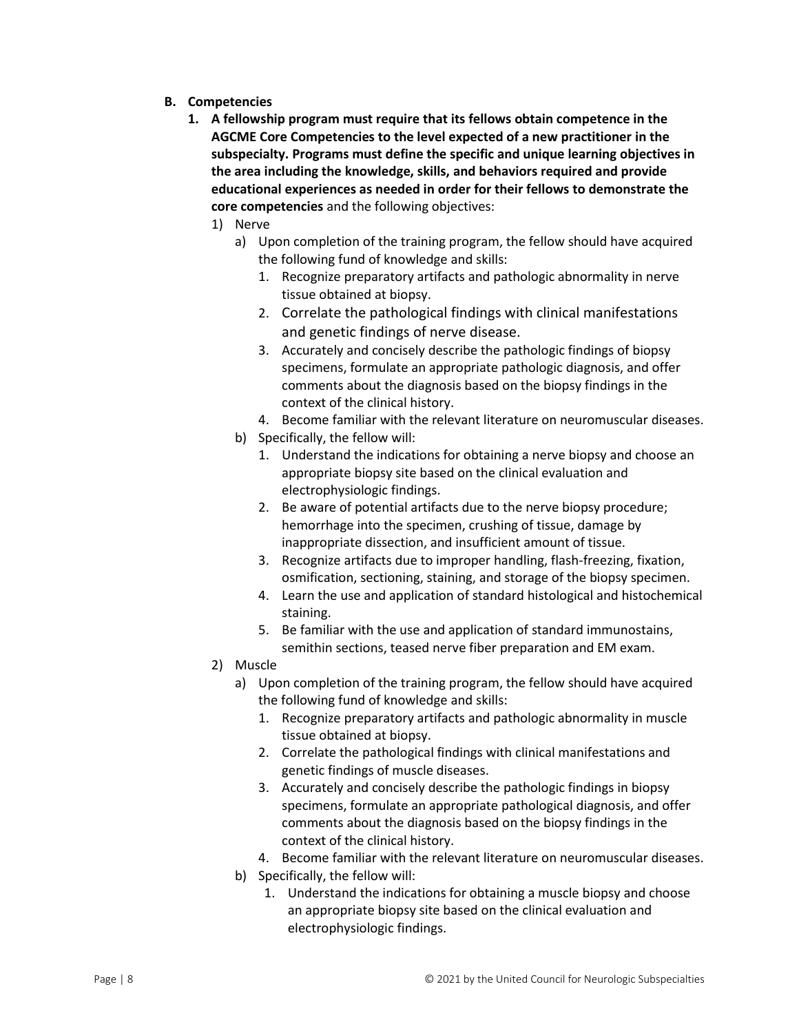**B. Competencies**

**1. A fellowship program must require that its fellows obtain competence in the AGCME Core Competencies to the level expected of a new practitioner in the subspecialty. Programs must define the specific and unique learning objectives in the area including the knowledge, skills, and behaviors required and provide educational experiences as needed in order for their fellows to demonstrate the core competencies** and the following objectives:

1) Nerve
   a) Upon completion of the training program, the fellow should have acquired the following fund of knowledge and skills:
      1. Recognize preparatory artifacts and pathologic abnormality in nerve tissue obtained at biopsy.
      2. Correlate the pathological findings with clinical manifestations and genetic findings of nerve disease.
      3. Accurately and concisely describe the pathologic findings of biopsy specimens, formulate an appropriate pathologic diagnosis, and offer comments about the diagnosis based on the biopsy findings in the context of the clinical history.
      4. Become familiar with the relevant literature on neuromuscular diseases.
   b) Specifically, the fellow will:
      1. Understand the indications for obtaining a nerve biopsy and choose an appropriate biopsy site based on the clinical evaluation and electrophysiologic findings.
      2. Be aware of potential artifacts due to the nerve biopsy procedure; hemorrhage into the specimen, crushing of tissue, damage by inappropriate dissection, and insufficient amount of tissue.
      3. Recognize artifacts due to improper handling, flash-freezing, fixation, osmification, sectioning, staining, and storage of the biopsy specimen.
      4. Learn the use and application of standard histological and histochemical staining.
      5. Be familiar with the use and application of standard immunostains, semithin sections, teased nerve fiber preparation and EM exam.
2) Muscle
   a) Upon completion of the training program, the fellow should have acquired the following fund of knowledge and skills:
      1. Recognize preparatory artifacts and pathologic abnormality in muscle tissue obtained at biopsy.
      2. Correlate the pathological findings with clinical manifestations and genetic findings of muscle diseases.
      3. Accurately and concisely describe the pathologic findings in biopsy specimens, formulate an appropriate pathological diagnosis, and offer comments about the diagnosis based on the biopsy findings in the context of the clinical history.
      4. Become familiar with the relevant literature on neuromuscular diseases.
   b) Specifically, the fellow will:
      1. Understand the indications for obtaining a muscle biopsy and choose an appropriate biopsy site based on the clinical evaluation and electrophysiologic findings.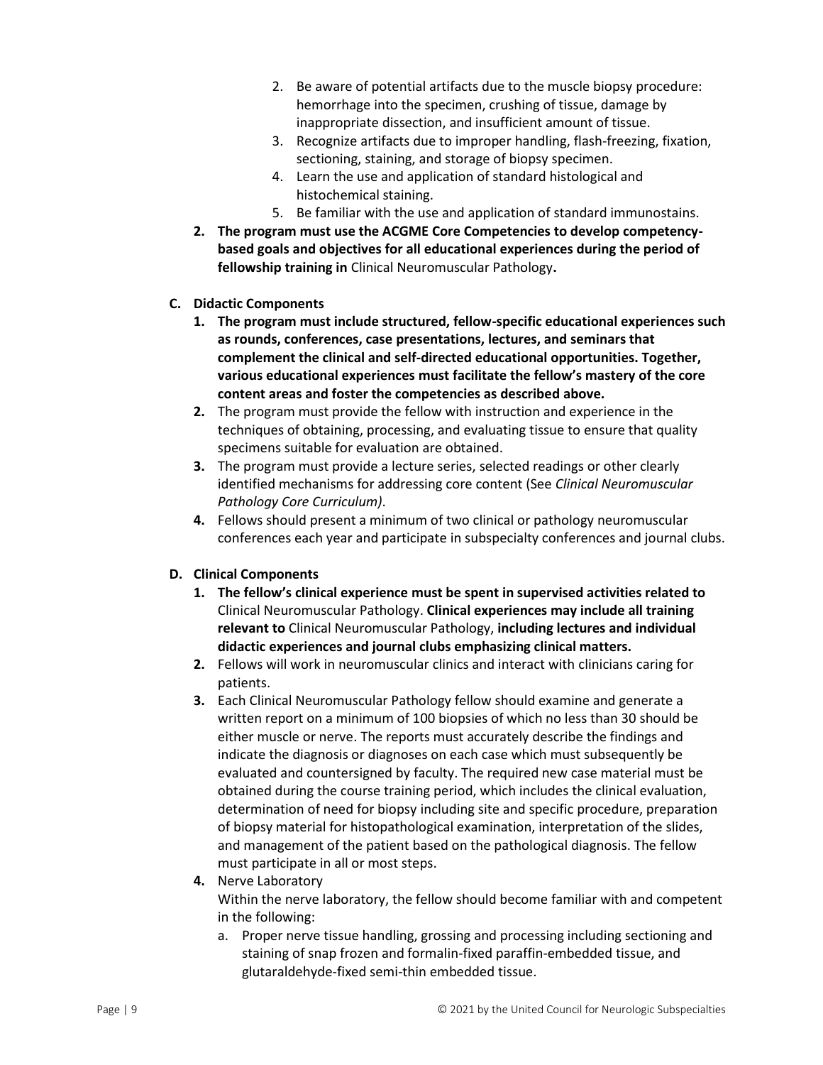2. Be aware of potential artifacts due to the muscle biopsy procedure: hemorrhage into the specimen, crushing of tissue, damage by inappropriate dissection, and insufficient amount of tissue.
3. Recognize artifacts due to improper handling, flash-freezing, fixation, sectioning, staining, and storage of biopsy specimen.
4. Learn the use and application of standard histological and histochemical staining.
5. Be familiar with the use and application of standard immunostains.

2. **The program must use the ACGME Core Competencies to develop competency-based goals and objectives for all educational experiences during the period of fellowship training in** Clinical Neuromuscular Pathology**.**

**C. Didactic Components**

1. **The program must include structured, fellow-specific educational experiences such as rounds, conferences, case presentations, lectures, and seminars that complement the clinical and self-directed educational opportunities. Together, various educational experiences must facilitate the fellow's mastery of the core content areas and foster the competencies as described above.**
2. The program must provide the fellow with instruction and experience in the techniques of obtaining, processing, and evaluating tissue to ensure that quality specimens suitable for evaluation are obtained.
3. The program must provide a lecture series, selected readings or other clearly identified mechanisms for addressing core content (See *Clinical Neuromuscular Pathology Core Curriculum)*.
4. Fellows should present a minimum of two clinical or pathology neuromuscular conferences each year and participate in subspecialty conferences and journal clubs.

**D. Clinical Components**

1. **The fellow's clinical experience must be spent in supervised activities related to** Clinical Neuromuscular Pathology. **Clinical experiences may include all training relevant to** Clinical Neuromuscular Pathology, **including lectures and individual didactic experiences and journal clubs emphasizing clinical matters.**
2. Fellows will work in neuromuscular clinics and interact with clinicians caring for patients.
3. Each Clinical Neuromuscular Pathology fellow should examine and generate a written report on a minimum of 100 biopsies of which no less than 30 should be either muscle or nerve. The reports must accurately describe the findings and indicate the diagnosis or diagnoses on each case which must subsequently be evaluated and countersigned by faculty. The required new case material must be obtained during the course training period, which includes the clinical evaluation, determination of need for biopsy including site and specific procedure, preparation of biopsy material for histopathological examination, interpretation of the slides, and management of the patient based on the pathological diagnosis. The fellow must participate in all or most steps.
4. Nerve Laboratory
   Within the nerve laboratory, the fellow should become familiar with and competent in the following:
   a. Proper nerve tissue handling, grossing and processing including sectioning and staining of snap frozen and formalin-fixed paraffin-embedded tissue, and glutaraldehyde-fixed semi-thin embedded tissue.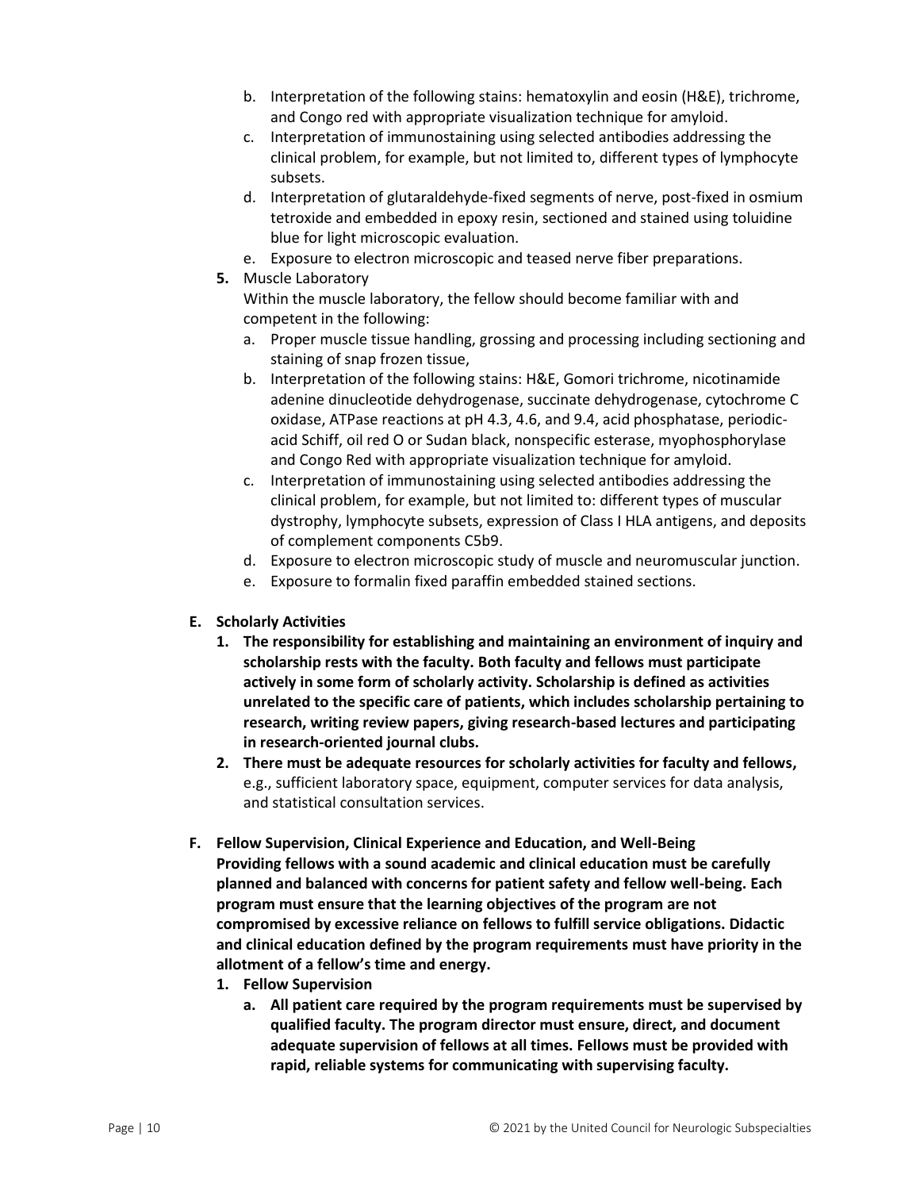b. Interpretation of the following stains: hematoxylin and eosin (H&E), trichrome, and Congo red with appropriate visualization technique for amyloid.
c. Interpretation of immunostaining using selected antibodies addressing the clinical problem, for example, but not limited to, different types of lymphocyte subsets.
d. Interpretation of glutaraldehyde-fixed segments of nerve, post-fixed in osmium tetroxide and embedded in epoxy resin, sectioned and stained using toluidine blue for light microscopic evaluation.
e. Exposure to electron microscopic and teased nerve fiber preparations.

**5.** Muscle Laboratory

Within the muscle laboratory, the fellow should become familiar with and competent in the following:

a. Proper muscle tissue handling, grossing and processing including sectioning and staining of snap frozen tissue,
b. Interpretation of the following stains: H&E, Gomori trichrome, nicotinamide adenine dinucleotide dehydrogenase, succinate dehydrogenase, cytochrome C oxidase, ATPase reactions at pH 4.3, 4.6, and 9.4, acid phosphatase, periodic-acid Schiff, oil red O or Sudan black, nonspecific esterase, myophosphorylase and Congo Red with appropriate visualization technique for amyloid.
c. Interpretation of immunostaining using selected antibodies addressing the clinical problem, for example, but not limited to: different types of muscular dystrophy, lymphocyte subsets, expression of Class I HLA antigens, and deposits of complement components C5b9.
d. Exposure to electron microscopic study of muscle and neuromuscular junction.
e. Exposure to formalin fixed paraffin embedded stained sections.

**E. Scholarly Activities**

1. **The responsibility for establishing and maintaining an environment of inquiry and scholarship rests with the faculty. Both faculty and fellows must participate actively in some form of scholarly activity. Scholarship is defined as activities unrelated to the specific care of patients, which includes scholarship pertaining to research, writing review papers, giving research-based lectures and participating in research-oriented journal clubs.**
2. **There must be adequate resources for scholarly activities for faculty and fellows,** e.g., sufficient laboratory space, equipment, computer services for data analysis, and statistical consultation services.

**F. Fellow Supervision, Clinical Experience and Education, and Well-Being**

**Providing fellows with a sound academic and clinical education must be carefully planned and balanced with concerns for patient safety and fellow well-being. Each program must ensure that the learning objectives of the program are not compromised by excessive reliance on fellows to fulfill service obligations. Didactic and clinical education defined by the program requirements must have priority in the allotment of a fellow's time and energy.**

1. **Fellow Supervision**
   a. **All patient care required by the program requirements must be supervised by qualified faculty. The program director must ensure, direct, and document adequate supervision of fellows at all times. Fellows must be provided with rapid, reliable systems for communicating with supervising faculty.**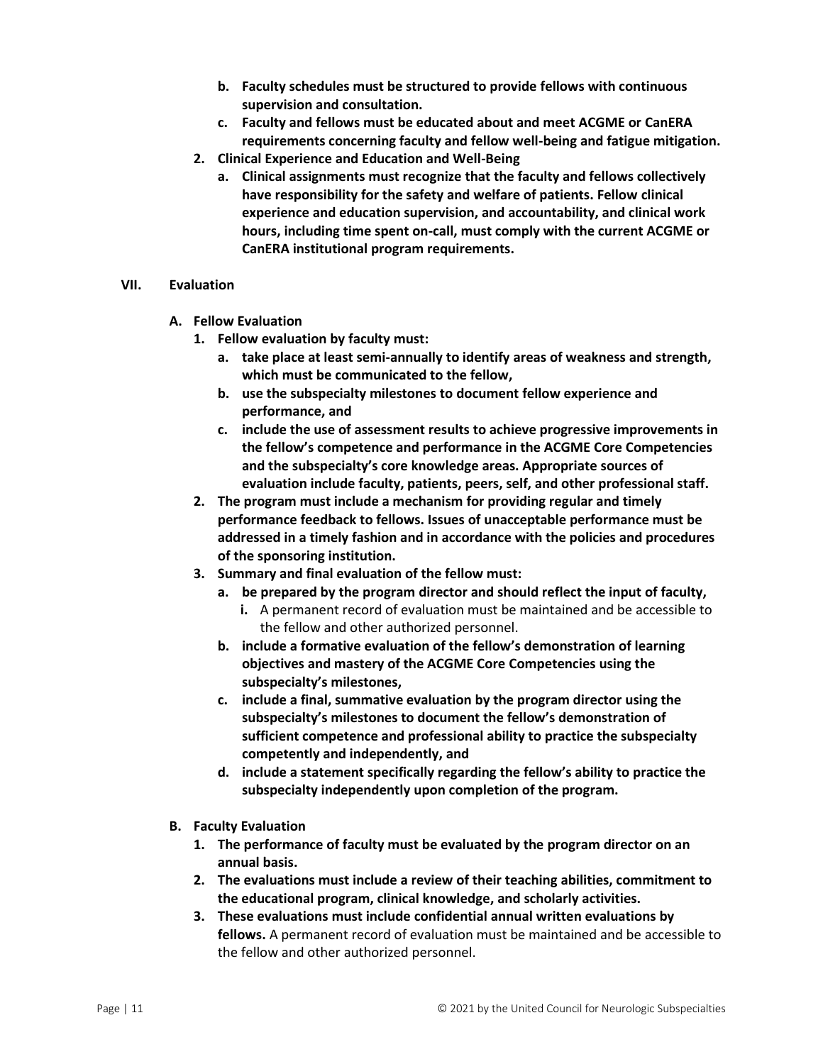b. **Faculty schedules must be structured to provide fellows with continuous supervision and consultation.**
   c. **Faculty and fellows must be educated about and meet ACGME or CanERA requirements concerning faculty and fellow well-being and fatigue mitigation.**
2. **Clinical Experience and Education and Well-Being**
   a. **Clinical assignments must recognize that the faculty and fellows collectively have responsibility for the safety and welfare of patients. Fellow clinical experience and education supervision, and accountability, and clinical work hours, including time spent on-call, must comply with the current ACGME or CanERA institutional program requirements.**

## VII. Evaluation

**A. Fellow Evaluation**

1. **Fellow evaluation by faculty must:**
   a. **take place at least semi-annually to identify areas of weakness and strength, which must be communicated to the fellow,**
   b. **use the subspecialty milestones to document fellow experience and performance, and**
   c. **include the use of assessment results to achieve progressive improvements in the fellow's competence and performance in the ACGME Core Competencies and the subspecialty's core knowledge areas. Appropriate sources of evaluation include faculty, patients, peers, self, and other professional staff.**
2. **The program must include a mechanism for providing regular and timely performance feedback to fellows. Issues of unacceptable performance must be addressed in a timely fashion and in accordance with the policies and procedures of the sponsoring institution.**
3. **Summary and final evaluation of the fellow must:**
   a. **be prepared by the program director and should reflect the input of faculty,**
      i. A permanent record of evaluation must be maintained and be accessible to the fellow and other authorized personnel.
   b. **include a formative evaluation of the fellow's demonstration of learning objectives and mastery of the ACGME Core Competencies using the subspecialty's milestones,**
   c. **include a final, summative evaluation by the program director using the subspecialty's milestones to document the fellow's demonstration of sufficient competence and professional ability to practice the subspecialty competently and independently, and**
   d. **include a statement specifically regarding the fellow's ability to practice the subspecialty independently upon completion of the program.**

**B. Faculty Evaluation**

1. **The performance of faculty must be evaluated by the program director on an annual basis.**
2. **The evaluations must include a review of their teaching abilities, commitment to the educational program, clinical knowledge, and scholarly activities.**
3. **These evaluations must include confidential annual written evaluations by fellows.** A permanent record of evaluation must be maintained and be accessible to the fellow and other authorized personnel.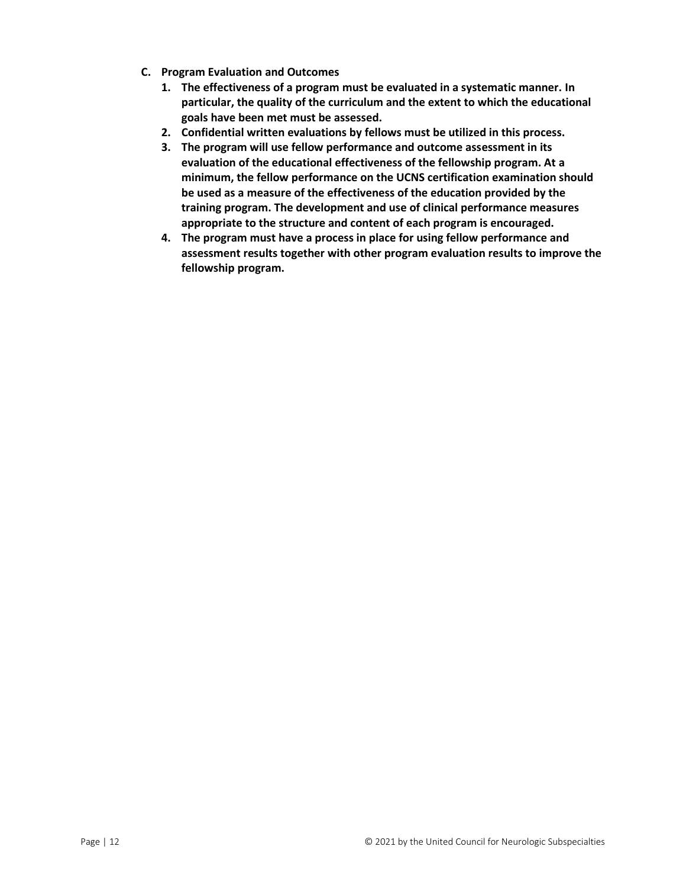**C. Program Evaluation and Outcomes**

1. **The effectiveness of a program must be evaluated in a systematic manner. In particular, the quality of the curriculum and the extent to which the educational goals have been met must be assessed.**
2. **Confidential written evaluations by fellows must be utilized in this process.**
3. **The program will use fellow performance and outcome assessment in its evaluation of the educational effectiveness of the fellowship program. At a minimum, the fellow performance on the UCNS certification examination should be used as a measure of the effectiveness of the education provided by the training program. The development and use of clinical performance measures appropriate to the structure and content of each program is encouraged.**
4. **The program must have a process in place for using fellow performance and assessment results together with other program evaluation results to improve the fellowship program.**